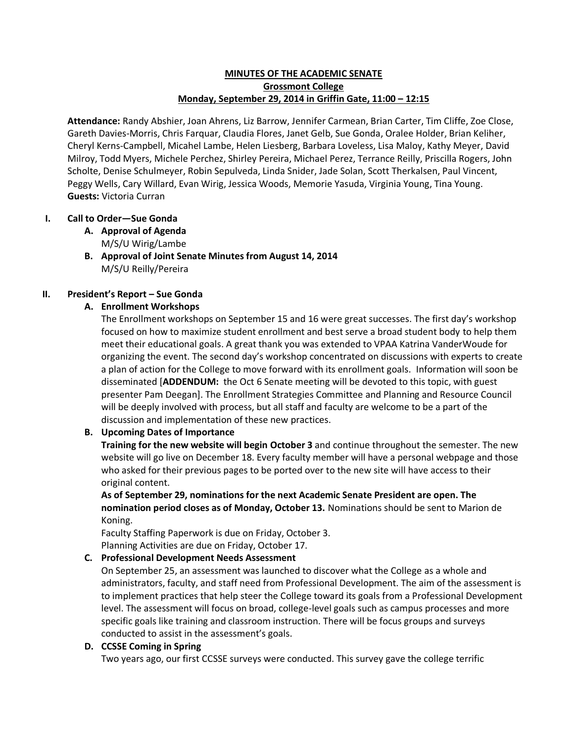**MINUTES OF THE ACADEMIC SENATE**
**Grossmont College**
**Monday, September 29, 2014 in Griffin Gate, 11:00 – 12:15**

**Attendance:** Randy Abshier, Joan Ahrens, Liz Barrow, Jennifer Carmean, Brian Carter, Tim Cliffe, Zoe Close, Gareth Davies-Morris, Chris Farquar, Claudia Flores, Janet Gelb, Sue Gonda, Oralee Holder, Brian Keliher, Cheryl Kerns-Campbell, Micahel Lambe, Helen Liesberg, Barbara Loveless, Lisa Maloy, Kathy Meyer, David Milroy, Todd Myers, Michele Perchez, Shirley Pereira, Michael Perez, Terrance Reilly, Priscilla Rogers, John Scholte, Denise Schulmeyer, Robin Sepulveda, Linda Snider, Jade Solan, Scott Therkalsen, Paul Vincent, Peggy Wells, Cary Willard, Evan Wirig, Jessica Woods, Memorie Yasuda, Virginia Young, Tina Young.
**Guests:** Victoria Curran

## I. Call to Order—Sue Gonda

### A. Approval of Agenda

M/S/U Wirig/Lambe

### B. Approval of Joint Senate Minutes from August 14, 2014

M/S/U Reilly/Pereira

## II. President's Report – Sue Gonda

### A. Enrollment Workshops

The Enrollment workshops on September 15 and 16 were great successes. The first day's workshop focused on how to maximize student enrollment and best serve a broad student body to help them meet their educational goals. A great thank you was extended to VPAA Katrina VanderWoude for organizing the event. The second day's workshop concentrated on discussions with experts to create a plan of action for the College to move forward with its enrollment goals. Information will soon be disseminated [**ADDENDUM:** the Oct 6 Senate meeting will be devoted to this topic, with guest presenter Pam Deegan]. The Enrollment Strategies Committee and Planning and Resource Council will be deeply involved with process, but all staff and faculty are welcome to be a part of the discussion and implementation of these new practices.

### B. Upcoming Dates of Importance

**Training for the new website will begin October 3** and continue throughout the semester. The new website will go live on December 18. Every faculty member will have a personal webpage and those who asked for their previous pages to be ported over to the new site will have access to their original content.

**As of September 29, nominations for the next Academic Senate President are open. The nomination period closes as of Monday, October 13.** Nominations should be sent to Marion de Koning.

Faculty Staffing Paperwork is due on Friday, October 3.

Planning Activities are due on Friday, October 17.

### C. Professional Development Needs Assessment

On September 25, an assessment was launched to discover what the College as a whole and administrators, faculty, and staff need from Professional Development. The aim of the assessment is to implement practices that help steer the College toward its goals from a Professional Development level. The assessment will focus on broad, college-level goals such as campus processes and more specific goals like training and classroom instruction. There will be focus groups and surveys conducted to assist in the assessment's goals.

### D. CCSSE Coming in Spring

Two years ago, our first CCSSE surveys were conducted. This survey gave the college terrific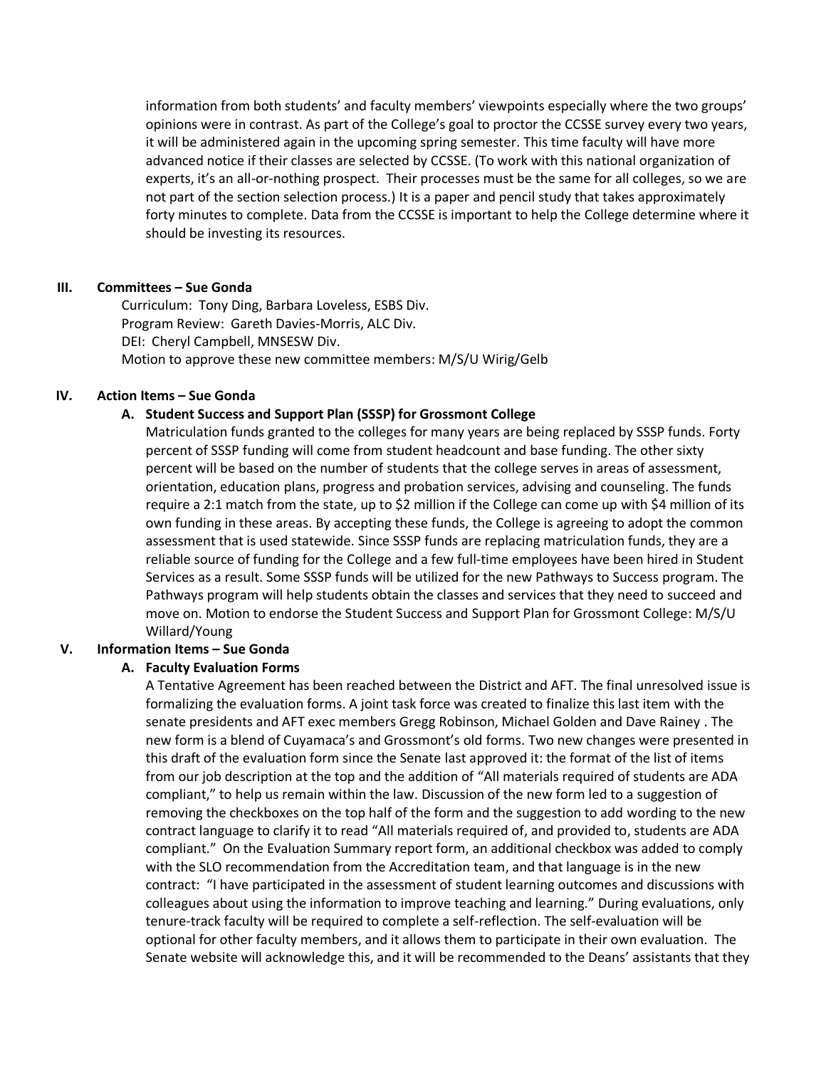information from both students' and faculty members' viewpoints especially where the two groups' opinions were in contrast. As part of the College's goal to proctor the CCSSE survey every two years, it will be administered again in the upcoming spring semester. This time faculty will have more advanced notice if their classes are selected by CCSSE. (To work with this national organization of experts, it's an all-or-nothing prospect. Their processes must be the same for all colleges, so we are not part of the section selection process.) It is a paper and pencil study that takes approximately forty minutes to complete. Data from the CCSSE is important to help the College determine where it should be investing its resources.

## III. Committees – Sue Gonda

Curriculum: Tony Ding, Barbara Loveless, ESBS Div.
Program Review: Gareth Davies-Morris, ALC Div.
DEI: Cheryl Campbell, MNSESW Div.
Motion to approve these new committee members: M/S/U Wirig/Gelb

## IV. Action Items – Sue Gonda

### A. Student Success and Support Plan (SSSP) for Grossmont College

Matriculation funds granted to the colleges for many years are being replaced by SSSP funds. Forty percent of SSSP funding will come from student headcount and base funding. The other sixty percent will be based on the number of students that the college serves in areas of assessment, orientation, education plans, progress and probation services, advising and counseling. The funds require a 2:1 match from the state, up to $2 million if the College can come up with $4 million of its own funding in these areas. By accepting these funds, the College is agreeing to adopt the common assessment that is used statewide. Since SSSP funds are replacing matriculation funds, they are a reliable source of funding for the College and a few full-time employees have been hired in Student Services as a result. Some SSSP funds will be utilized for the new Pathways to Success program. The Pathways program will help students obtain the classes and services that they need to succeed and move on. Motion to endorse the Student Success and Support Plan for Grossmont College: M/S/U Willard/Young

## V. Information Items – Sue Gonda

### A. Faculty Evaluation Forms

A Tentative Agreement has been reached between the District and AFT. The final unresolved issue is formalizing the evaluation forms. A joint task force was created to finalize this last item with the senate presidents and AFT exec members Gregg Robinson, Michael Golden and Dave Rainey . The new form is a blend of Cuyamaca's and Grossmont's old forms. Two new changes were presented in this draft of the evaluation form since the Senate last approved it: the format of the list of items from our job description at the top and the addition of "All materials required of students are ADA compliant," to help us remain within the law. Discussion of the new form led to a suggestion of removing the checkboxes on the top half of the form and the suggestion to add wording to the new contract language to clarify it to read "All materials required of, and provided to, students are ADA compliant." On the Evaluation Summary report form, an additional checkbox was added to comply with the SLO recommendation from the Accreditation team, and that language is in the new contract: "I have participated in the assessment of student learning outcomes and discussions with colleagues about using the information to improve teaching and learning." During evaluations, only tenure-track faculty will be required to complete a self-reflection. The self-evaluation will be optional for other faculty members, and it allows them to participate in their own evaluation. The Senate website will acknowledge this, and it will be recommended to the Deans' assistants that they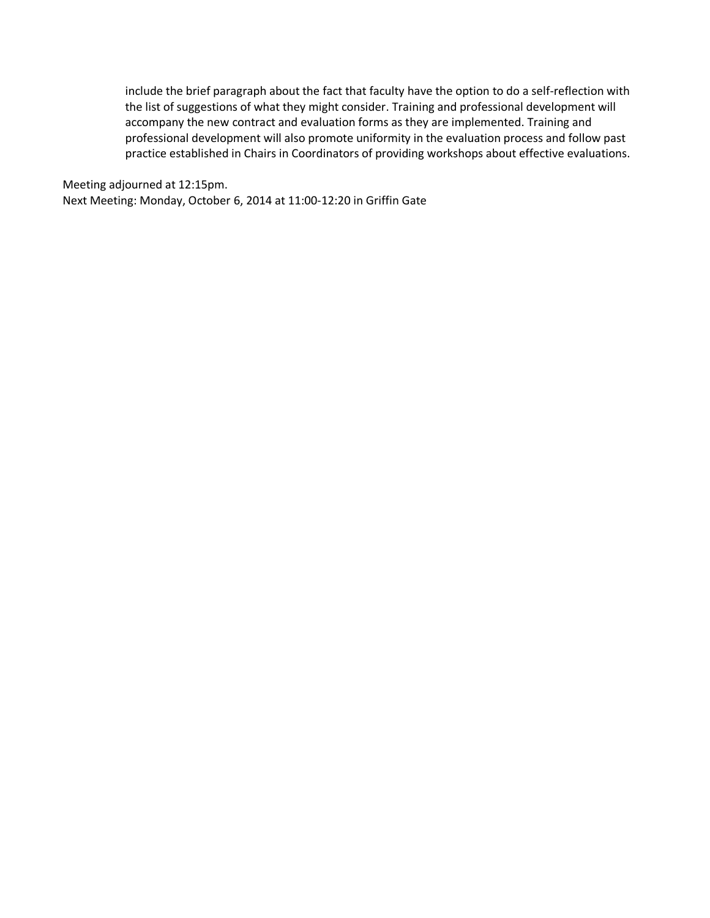include the brief paragraph about the fact that faculty have the option to do a self-reflection with the list of suggestions of what they might consider. Training and professional development will accompany the new contract and evaluation forms as they are implemented. Training and professional development will also promote uniformity in the evaluation process and follow past practice established in Chairs in Coordinators of providing workshops about effective evaluations.

Meeting adjourned at 12:15pm.
Next Meeting: Monday, October 6, 2014 at 11:00-12:20 in Griffin Gate